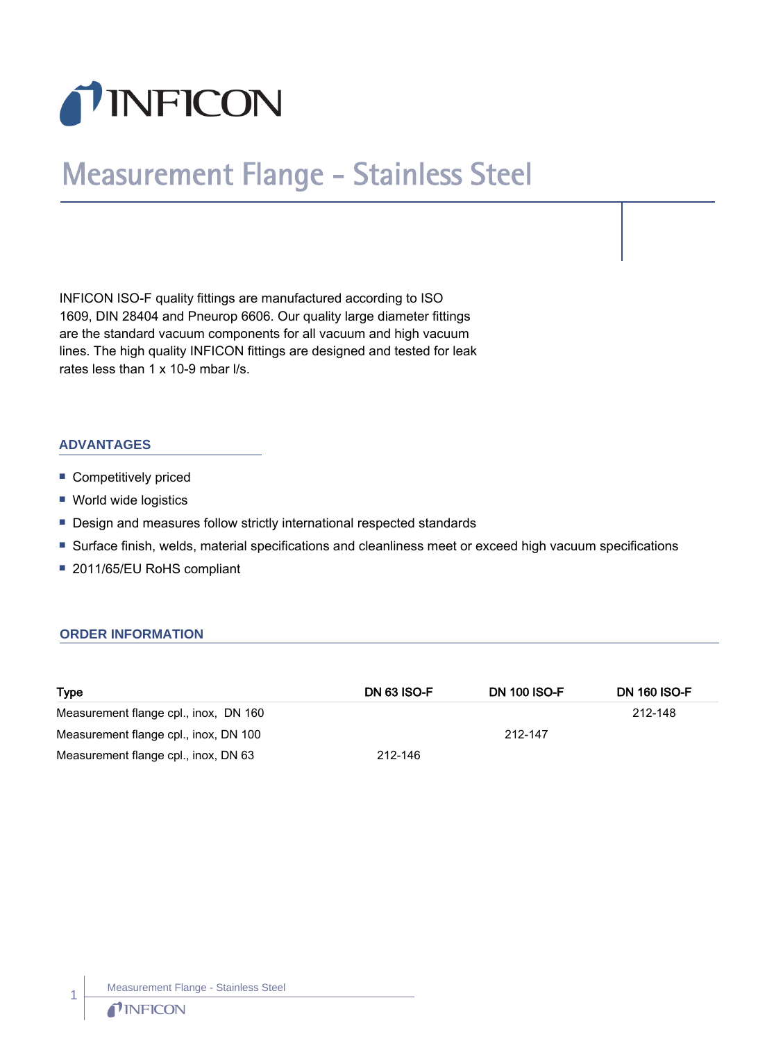# Measurement Flange - Stainless Steel

INFICON ISO-F quality fittings are manufactured according to ISO 1609, DIN 28404 and Pneurop 6606. Our quality large diameter fittings are the standard vacuum components for all vacuum and high vacuum lines. The high quality INFICON fittings are designed and tested for leak rates less than 1 x 10-9 mbar l/s.

## ADVANTAGES

- Competitively priced
- World wide logistics
- Design and measures follow strictly international respected standards
- Surface finish, welds, material specifications and cleanliness meet or exceed high vacuum specifications
- 2011/65/EU RoHS compliant

## ORDER INFORMATION

| Type | DN 63 ISO-F | DN 100 ISO-F | DN 160 ISO-F |
|---|---|---|---|
| Measurement flange cpl., inox, DN 160 | | | 212-148 |
| Measurement flange cpl., inox, DN 100 | | 212-147 | |
| Measurement flange cpl., inox, DN 63 | 212-146 | | |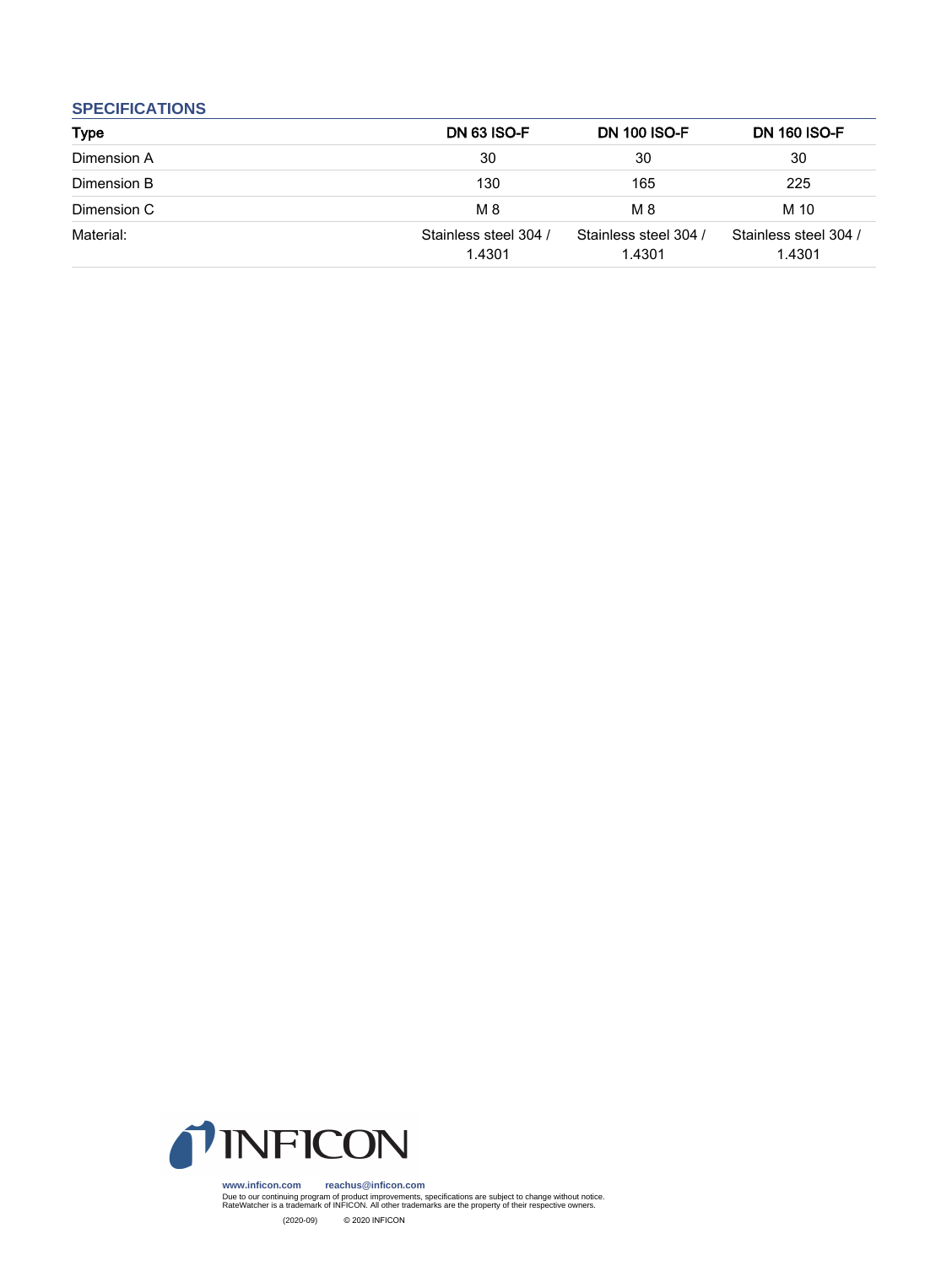## SPECIFICATIONS

| Type | DN 63 ISO-F | DN 100 ISO-F | DN 160 ISO-F |
|---|---|---|---|
| Dimension A | 30 | 30 | 30 |
| Dimension B | 130 | 165 | 225 |
| Dimension C | M 8 | M 8 | M 10 |
| Material: | Stainless steel 304 / 1.4301 | Stainless steel 304 / 1.4301 | Stainless steel 304 / 1.4301 |

INFICON

**www.inficon.com** **reachus@inficon.com**

Due to our continuing program of product improvements, specifications are subject to change without notice.
RateWatcher is a trademark of INFICON. All other trademarks are the property of their respective owners.

(2020-09) © 2020 INFICON